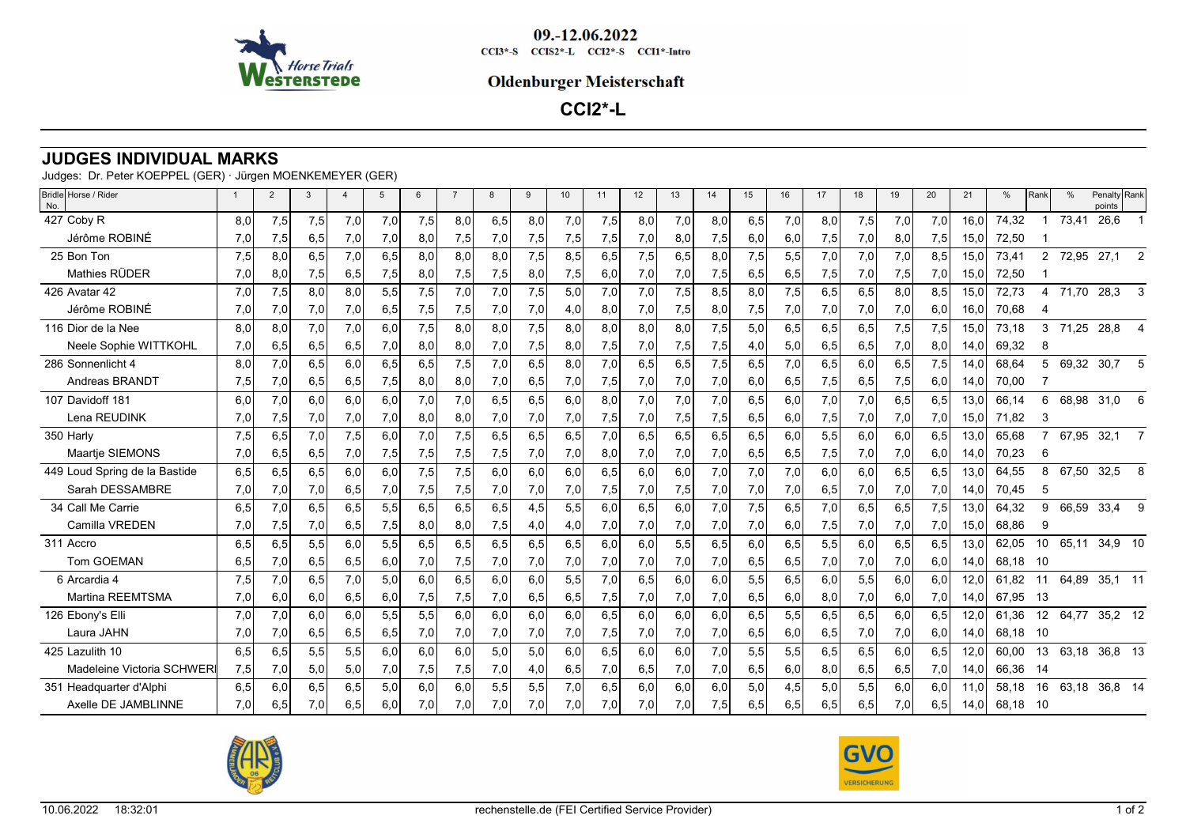09.-12.06.2022

CCI3*-S CCIS2*-L CCI2*-S CCI1*-Intro

**Oldenburger Meisterschaft**

## CCI2*-L

# JUDGES INDIVIDUAL MARKS

Judges: Dr. Peter KOEPPEL (GER) · Jürgen MOENKEMEYER (GER)

| Bridle No. | Horse / Rider | 1 | 2 | 3 | 4 | 5 | 6 | 7 | 8 | 9 | 10 | 11 | 12 | 13 | 14 | 15 | 16 | 17 | 18 | 19 | 20 | 21 | % | Rank | % | Penalty points | Rank |
|---|---|---|---|---|---|---|---|---|---|---|---|---|---|---|---|---|---|---|---|---|---|---|---|---|---|---|---|
| 427 | Coby R | 8,0 | 7,5 | 7,5 | 7,0 | 7,0 | 7,5 | 8,0 | 6,5 | 8,0 | 7,0 | 7,5 | 8,0 | 7,0 | 8,0 | 6,5 | 7,0 | 8,0 | 7,5 | 7,0 | 7,0 | 16,0 | 74,32 | 1 | 73,41 | 26,6 | 1 |
| | Jérôme ROBINÉ | 7,0 | 7,5 | 6,5 | 7,0 | 7,0 | 8,0 | 7,5 | 7,0 | 7,5 | 7,5 | 7,5 | 7,0 | 8,0 | 7,5 | 6,0 | 6,0 | 7,5 | 7,0 | 8,0 | 7,5 | 15,0 | 72,50 | 1 | | | |
| 25 | Bon Ton | 7,5 | 8,0 | 6,5 | 7,0 | 6,5 | 8,0 | 8,0 | 8,0 | 7,5 | 8,5 | 6,5 | 7,5 | 6,5 | 8,0 | 7,5 | 5,5 | 7,0 | 7,0 | 7,0 | 8,5 | 15,0 | 73,41 | 2 | 72,95 | 27,1 | 2 |
| | Mathies RÜDER | 7,0 | 8,0 | 7,5 | 6,5 | 7,5 | 8,0 | 7,5 | 7,5 | 8,0 | 7,5 | 6,0 | 7,0 | 7,0 | 7,5 | 6,5 | 6,5 | 7,5 | 7,0 | 7,5 | 7,0 | 15,0 | 72,50 | 1 | | | |
| 426 | Avatar 42 | 7,0 | 7,5 | 8,0 | 8,0 | 5,5 | 7,5 | 7,0 | 7,0 | 7,5 | 5,0 | 7,0 | 7,0 | 7,5 | 8,5 | 8,0 | 7,5 | 6,5 | 6,5 | 8,0 | 8,5 | 15,0 | 72,73 | 4 | 71,70 | 28,3 | 3 |
| | Jérôme ROBINÉ | 7,0 | 7,0 | 7,0 | 7,0 | 6,5 | 7,5 | 7,5 | 7,0 | 7,0 | 4,0 | 8,0 | 7,0 | 7,5 | 8,0 | 7,5 | 7,0 | 7,0 | 7,0 | 7,0 | 6,0 | 16,0 | 70,68 | 4 | | | |
| 116 | Dior de la Nee | 8,0 | 8,0 | 7,0 | 7,0 | 6,0 | 7,5 | 8,0 | 8,0 | 7,5 | 8,0 | 8,0 | 8,0 | 8,0 | 7,5 | 5,0 | 6,5 | 6,5 | 6,5 | 7,5 | 7,5 | 15,0 | 73,18 | 3 | 71,25 | 28,8 | 4 |
| | Neele Sophie WITTKOHL | 7,0 | 6,5 | 6,5 | 6,5 | 7,0 | 8,0 | 8,0 | 7,0 | 7,5 | 8,0 | 7,5 | 7,0 | 7,5 | 7,5 | 4,0 | 5,0 | 6,5 | 6,5 | 7,0 | 8,0 | 14,0 | 69,32 | 8 | | | |
| 286 | Sonnenlicht 4 | 8,0 | 7,0 | 6,5 | 6,0 | 6,5 | 6,5 | 7,5 | 7,0 | 6,5 | 8,0 | 7,0 | 6,5 | 6,5 | 7,5 | 6,5 | 7,0 | 6,5 | 6,0 | 6,5 | 7,5 | 14,0 | 68,64 | 5 | 69,32 | 30,7 | 5 |
| | Andreas BRANDT | 7,5 | 7,0 | 6,5 | 6,5 | 7,5 | 8,0 | 8,0 | 7,0 | 6,5 | 7,0 | 7,5 | 7,0 | 7,0 | 7,0 | 6,0 | 6,5 | 7,5 | 6,5 | 7,5 | 6,0 | 14,0 | 70,00 | 7 | | | |
| 107 | Davidoff 181 | 6,0 | 7,0 | 6,0 | 6,0 | 6,0 | 7,0 | 7,0 | 6,5 | 6,5 | 6,0 | 8,0 | 7,0 | 7,0 | 7,0 | 6,5 | 6,0 | 7,0 | 7,0 | 6,5 | 6,5 | 13,0 | 66,14 | 6 | 68,98 | 31,0 | 6 |
| | Lena REUDINK | 7,0 | 7,5 | 7,0 | 7,0 | 7,0 | 8,0 | 8,0 | 7,0 | 7,0 | 7,0 | 7,5 | 7,0 | 7,5 | 7,5 | 6,5 | 6,0 | 7,5 | 7,0 | 7,0 | 7,0 | 15,0 | 71,82 | 3 | | | |
| 350 | Harly | 7,5 | 6,5 | 7,0 | 7,5 | 6,0 | 7,0 | 7,5 | 6,5 | 6,5 | 6,5 | 7,0 | 6,5 | 6,5 | 6,5 | 6,5 | 6,0 | 5,5 | 6,0 | 6,0 | 6,5 | 13,0 | 65,68 | 7 | 67,95 | 32,1 | 7 |
| | Maartje SIEMONS | 7,0 | 6,5 | 6,5 | 7,0 | 7,5 | 7,5 | 7,5 | 7,5 | 7,0 | 7,0 | 8,0 | 7,0 | 7,0 | 7,0 | 6,5 | 6,5 | 7,5 | 7,0 | 7,0 | 6,0 | 14,0 | 70,23 | 6 | | | |
| 449 | Loud Spring de la Bastide | 6,5 | 6,5 | 6,5 | 6,0 | 6,0 | 7,5 | 7,5 | 6,0 | 6,0 | 6,0 | 6,5 | 6,0 | 6,0 | 7,0 | 7,0 | 7,0 | 6,0 | 6,0 | 6,5 | 6,5 | 13,0 | 64,55 | 8 | 67,50 | 32,5 | 8 |
| | Sarah DESSAMBRE | 7,0 | 7,0 | 7,0 | 6,5 | 7,0 | 7,5 | 7,5 | 7,0 | 7,0 | 7,0 | 7,5 | 7,0 | 7,5 | 7,0 | 7,0 | 7,0 | 6,5 | 7,0 | 7,0 | 7,0 | 14,0 | 70,45 | 5 | | | |
| 34 | Call Me Carrie | 6,5 | 7,0 | 6,5 | 6,5 | 5,5 | 6,5 | 6,5 | 6,5 | 4,5 | 5,5 | 6,0 | 6,5 | 6,0 | 7,0 | 7,5 | 6,5 | 7,0 | 6,5 | 6,5 | 7,5 | 13,0 | 64,32 | 9 | 66,59 | 33,4 | 9 |
| | Camilla VREDEN | 7,0 | 7,5 | 7,0 | 6,5 | 7,5 | 8,0 | 8,0 | 7,5 | 4,0 | 4,0 | 7,0 | 7,0 | 7,0 | 7,0 | 7,0 | 6,0 | 7,5 | 7,0 | 7,0 | 7,0 | 15,0 | 68,86 | 9 | | | |
| 311 | Accro | 6,5 | 6,5 | 5,5 | 6,0 | 5,5 | 6,5 | 6,5 | 6,5 | 6,5 | 6,5 | 6,0 | 6,0 | 5,5 | 6,5 | 6,0 | 6,5 | 5,5 | 6,0 | 6,5 | 6,5 | 13,0 | 62,05 | 10 | 65,11 | 34,9 | 10 |
| | Tom GOEMAN | 6,5 | 7,0 | 6,5 | 6,5 | 6,0 | 7,0 | 7,5 | 7,0 | 7,0 | 7,0 | 7,0 | 7,0 | 7,0 | 7,0 | 6,5 | 6,5 | 7,0 | 7,0 | 7,0 | 6,0 | 14,0 | 68,18 | 10 | | | |
| 6 | Arcardia 4 | 7,5 | 7,0 | 6,5 | 7,0 | 5,0 | 6,0 | 6,5 | 6,0 | 6,0 | 5,5 | 7,0 | 6,5 | 6,0 | 6,0 | 5,5 | 6,5 | 6,0 | 5,5 | 6,0 | 6,0 | 12,0 | 61,82 | 11 | 64,89 | 35,1 | 11 |
| | Martina REEMTSMA | 7,0 | 6,0 | 6,0 | 6,5 | 6,0 | 7,5 | 7,5 | 7,0 | 6,5 | 6,5 | 7,5 | 7,0 | 7,0 | 7,0 | 6,5 | 6,0 | 8,0 | 7,0 | 6,0 | 7,0 | 14,0 | 67,95 | 13 | | | |
| 126 | Ebony's Elli | 7,0 | 7,0 | 6,0 | 6,0 | 5,5 | 5,5 | 6,0 | 6,0 | 6,0 | 6,0 | 6,5 | 6,0 | 6,0 | 6,0 | 6,5 | 5,5 | 6,5 | 6,5 | 6,0 | 6,5 | 12,0 | 61,36 | 12 | 64,77 | 35,2 | 12 |
| | Laura JAHN | 7,0 | 7,0 | 6,5 | 6,5 | 6,5 | 7,0 | 7,0 | 7,0 | 7,0 | 7,0 | 7,5 | 7,0 | 7,0 | 7,0 | 6,5 | 6,0 | 6,5 | 7,0 | 7,0 | 6,0 | 14,0 | 68,18 | 10 | | | |
| 425 | Lazulith 10 | 6,5 | 6,5 | 5,5 | 5,5 | 6,0 | 6,0 | 6,0 | 5,0 | 5,0 | 6,0 | 6,5 | 6,0 | 6,0 | 7,0 | 5,5 | 5,5 | 6,5 | 6,5 | 6,0 | 6,5 | 12,0 | 60,00 | 13 | 63,18 | 36,8 | 13 |
| | Madeleine Victoria SCHWERI | 7,5 | 7,0 | 5,0 | 5,0 | 7,0 | 7,5 | 7,5 | 7,0 | 4,0 | 6,5 | 7,0 | 6,5 | 7,0 | 7,0 | 6,5 | 6,0 | 8,0 | 6,5 | 6,5 | 7,0 | 14,0 | 66,36 | 14 | | | |
| 351 | Headquarter d'Alphi | 6,5 | 6,0 | 6,5 | 6,5 | 5,0 | 6,0 | 6,0 | 5,5 | 5,5 | 7,0 | 6,5 | 6,0 | 6,0 | 6,0 | 5,0 | 4,5 | 5,0 | 5,5 | 6,0 | 6,0 | 11,0 | 58,18 | 16 | 63,18 | 36,8 | 14 |
| | Axelle DE JAMBLINNE | 7,0 | 6,5 | 7,0 | 6,5 | 6,0 | 7,0 | 7,0 | 7,0 | 7,0 | 7,0 | 7,0 | 7,0 | 7,0 | 7,5 | 6,5 | 6,5 | 6,5 | 6,5 | 7,0 | 6,5 | 14,0 | 68,18 | 10 | | | |

10.06.2022 18:32:01 rechenstelle.de (FEI Certified Service Provider)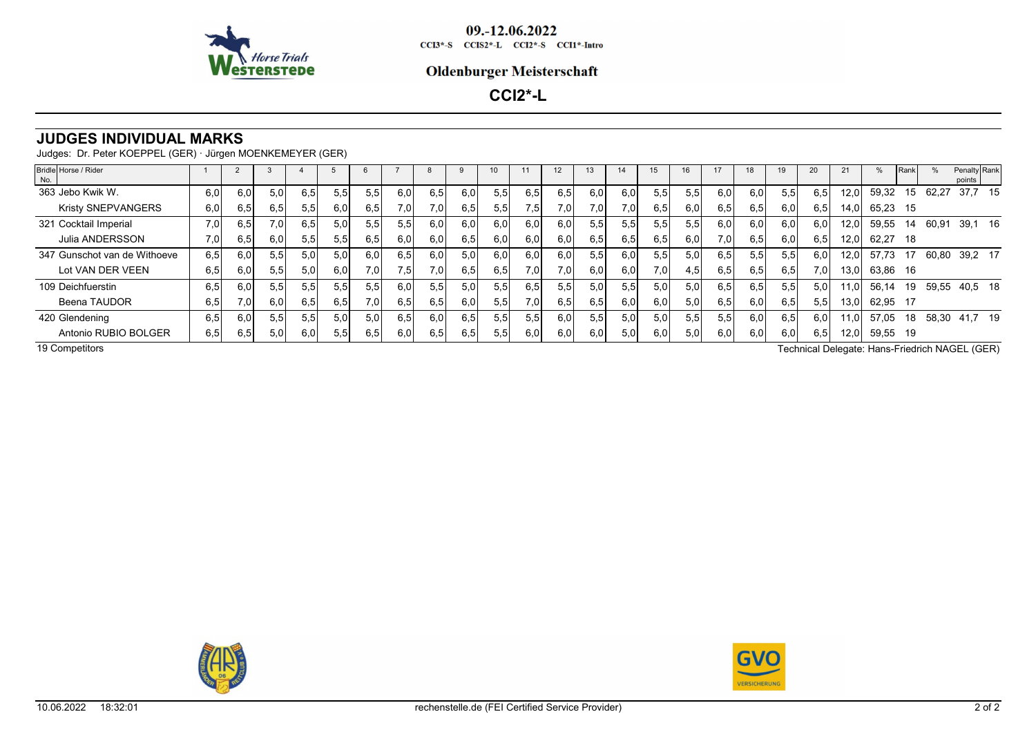09.-12.06.2022

CCI3*-S CCIS2*-L CCI2*-S CCI1*-Intro

## Oldenburger Meisterschaft

## CCI2*-L

# JUDGES INDIVIDUAL MARKS

Judges: Dr. Peter KOEPPEL (GER) · Jürgen MOENKEMEYER (GER)

| Bridle No. | Horse / Rider | 1 | 2 | 3 | 4 | 5 | 6 | 7 | 8 | 9 | 10 | 11 | 12 | 13 | 14 | 15 | 16 | 17 | 18 | 19 | 20 | 21 | % | Rank | % | Penalty points | Rank |
|---|---|---|---|---|---|---|---|---|---|---|---|---|---|---|---|---|---|---|---|---|---|---|---|---|---|---|---|
| 363 | Jebo Kwik W. | 6,0 | 6,0 | 5,0 | 6,5 | 5,5 | 5,5 | 6,0 | 6,5 | 6,0 | 5,5 | 6,5 | 6,5 | 6,0 | 6,0 | 5,5 | 5,5 | 6,0 | 6,0 | 5,5 | 6,5 | 12,0 | 59,32 | 15 | 62,27 | 37,7 | 15 |
| | Kristy SNEPVANGERS | 6,0 | 6,5 | 6,5 | 5,5 | 6,0 | 6,5 | 7,0 | 7,0 | 6,5 | 5,5 | 7,5 | 7,0 | 7,0 | 7,0 | 6,5 | 6,0 | 6,5 | 6,5 | 6,0 | 6,5 | 14,0 | 65,23 | 15 | | | |
| 321 | Cocktail Imperial | 7,0 | 6,5 | 7,0 | 6,5 | 5,0 | 5,5 | 5,5 | 6,0 | 6,0 | 6,0 | 6,0 | 6,0 | 5,5 | 5,5 | 5,5 | 5,5 | 6,0 | 6,0 | 6,0 | 6,0 | 12,0 | 59,55 | 14 | 60,91 | 39,1 | 16 |
| | Julia ANDERSSON | 7,0 | 6,5 | 6,0 | 5,5 | 5,5 | 6,5 | 6,0 | 6,0 | 6,5 | 6,0 | 6,0 | 6,0 | 6,5 | 6,5 | 6,5 | 6,0 | 7,0 | 6,5 | 6,0 | 6,5 | 12,0 | 62,27 | 18 | | | |
| 347 | Gunschot van de Withoeve | 6,5 | 6,0 | 5,5 | 5,0 | 5,0 | 6,0 | 6,5 | 6,0 | 5,0 | 6,0 | 6,0 | 6,0 | 5,5 | 6,0 | 5,5 | 5,0 | 6,5 | 5,5 | 5,5 | 6,0 | 12,0 | 57,73 | 17 | 60,80 | 39,2 | 17 |
| | Lot VAN DER VEEN | 6,5 | 6,0 | 5,5 | 5,0 | 6,0 | 7,0 | 7,5 | 7,0 | 6,5 | 6,5 | 7,0 | 7,0 | 6,0 | 6,0 | 7,0 | 4,5 | 6,5 | 6,5 | 6,5 | 7,0 | 13,0 | 63,86 | 16 | | | |
| 109 | Deichfuerstin | 6,5 | 6,0 | 5,5 | 5,5 | 5,5 | 5,5 | 6,0 | 5,5 | 5,0 | 5,5 | 6,5 | 5,5 | 5,0 | 5,5 | 5,0 | 5,0 | 6,5 | 6,5 | 5,5 | 5,0 | 11,0 | 56,14 | 19 | 59,55 | 40,5 | 18 |
| | Beena TAUDOR | 6,5 | 7,0 | 6,0 | 6,5 | 6,5 | 7,0 | 6,5 | 6,5 | 6,0 | 5,5 | 7,0 | 6,5 | 6,5 | 6,0 | 6,0 | 5,0 | 6,5 | 6,0 | 6,5 | 5,5 | 13,0 | 62,95 | 17 | | | |
| 420 | Glendening | 6,5 | 6,0 | 5,5 | 5,5 | 5,0 | 5,0 | 6,5 | 6,0 | 6,5 | 5,5 | 5,5 | 6,0 | 5,5 | 5,0 | 5,0 | 5,5 | 5,5 | 6,0 | 6,5 | 6,0 | 11,0 | 57,05 | 18 | 58,30 | 41,7 | 19 |
| | Antonio RUBIO BOLGER | 6,5 | 6,5 | 5,0 | 6,0 | 5,5 | 6,5 | 6,0 | 6,5 | 6,5 | 5,5 | 6,0 | 6,0 | 6,0 | 5,0 | 6,0 | 5,0 | 6,0 | 6,0 | 6,0 | 6,5 | 12,0 | 59,55 | 19 | | | |

19 Competitors

Technical Delegate: Hans-Friedrich NAGEL (GER)

10.06.2022 18:32:01

rechenstelle.de (FEI Certified Service Provider)